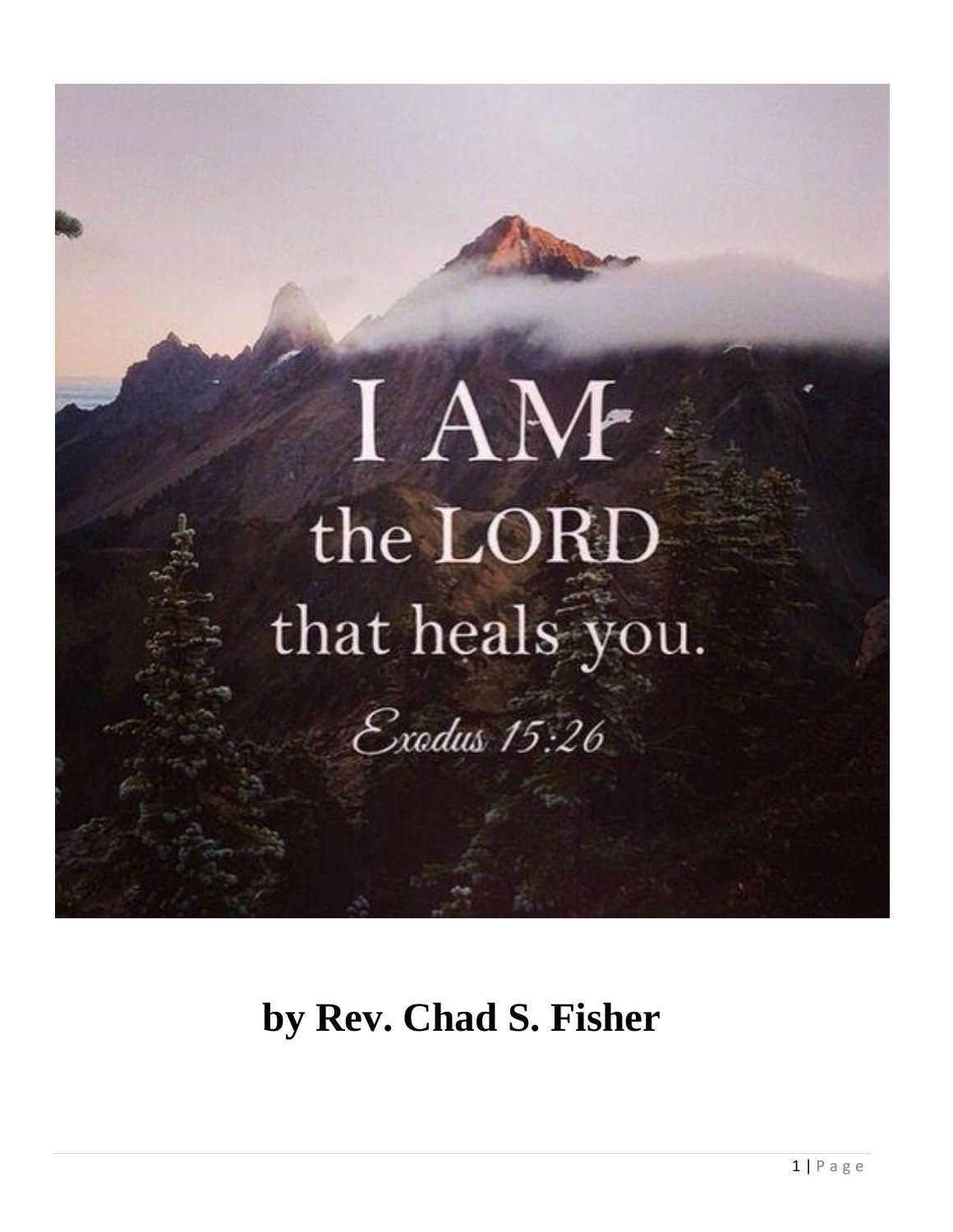# I AM the LORD that heals you.

*Exodus 15:26*

**by Rev. Chad S. Fisher**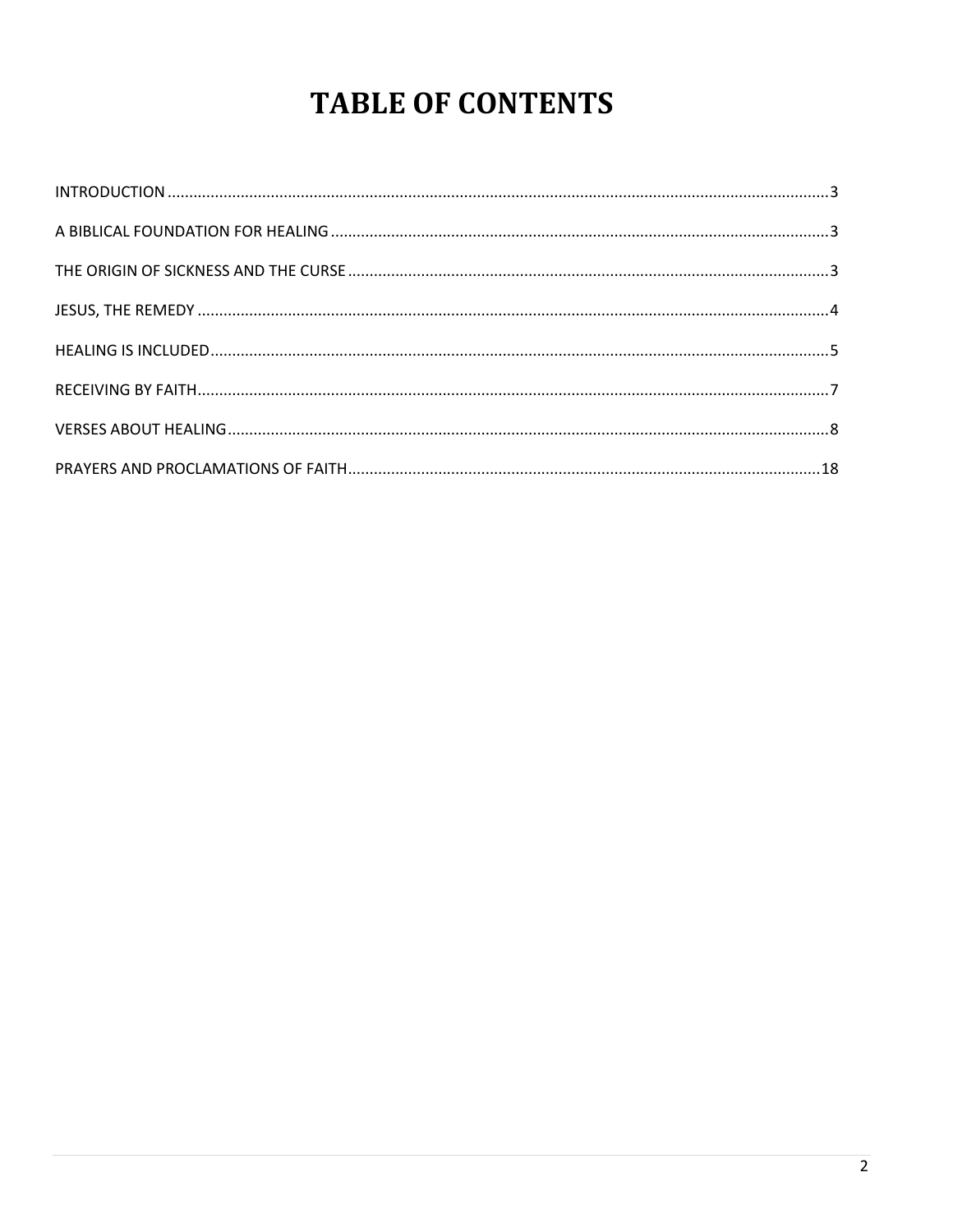# TABLE OF CONTENTS

INTRODUCTION ........................................................................................................................................3

A BIBLICAL FOUNDATION FOR HEALING ...................................................................................................3

THE ORIGIN OF SICKNESS AND THE CURSE ...............................................................................................3

JESUS, THE REMEDY .................................................................................................................................4

HEALING IS INCLUDED..............................................................................................................................5

RECEIVING BY FAITH.................................................................................................................................7

VERSES ABOUT HEALING...........................................................................................................................8

PRAYERS AND PROCLAMATIONS OF FAITH.............................................................................................18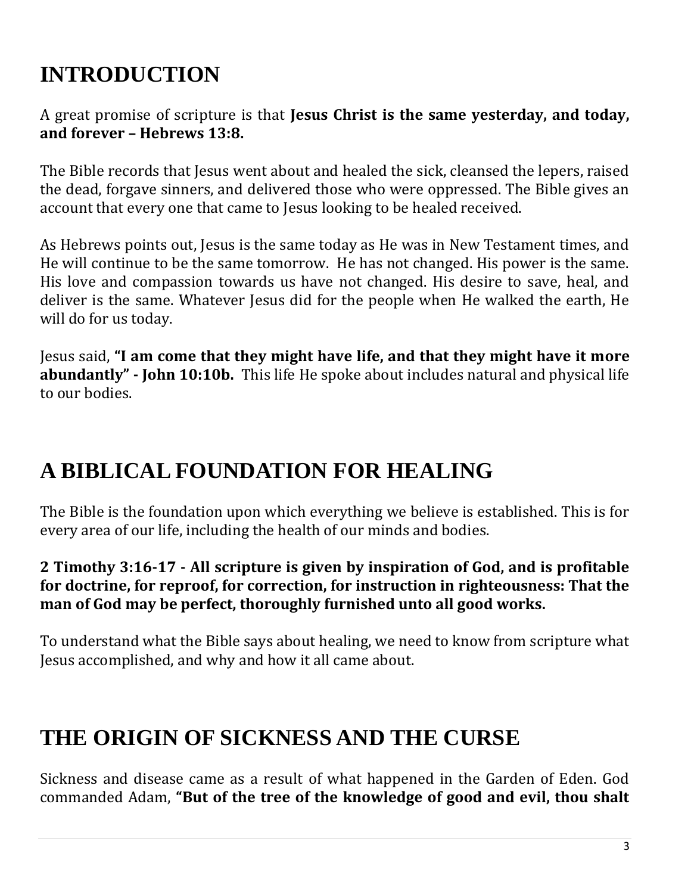# INTRODUCTION

A great promise of scripture is that **Jesus Christ is the same yesterday, and today, and forever – Hebrews 13:8.**

The Bible records that Jesus went about and healed the sick, cleansed the lepers, raised the dead, forgave sinners, and delivered those who were oppressed. The Bible gives an account that every one that came to Jesus looking to be healed received.

As Hebrews points out, Jesus is the same today as He was in New Testament times, and He will continue to be the same tomorrow. He has not changed. His power is the same. His love and compassion towards us have not changed. His desire to save, heal, and deliver is the same. Whatever Jesus did for the people when He walked the earth, He will do for us today.

Jesus said, **"I am come that they might have life, and that they might have it more abundantly" - John 10:10b.** This life He spoke about includes natural and physical life to our bodies.

# A BIBLICAL FOUNDATION FOR HEALING

The Bible is the foundation upon which everything we believe is established. This is for every area of our life, including the health of our minds and bodies.

**2 Timothy 3:16-17 - All scripture is given by inspiration of God, and is profitable for doctrine, for reproof, for correction, for instruction in righteousness: That the man of God may be perfect, thoroughly furnished unto all good works.**

To understand what the Bible says about healing, we need to know from scripture what Jesus accomplished, and why and how it all came about.

# THE ORIGIN OF SICKNESS AND THE CURSE

Sickness and disease came as a result of what happened in the Garden of Eden. God commanded Adam, **"But of the tree of the knowledge of good and evil, thou shalt**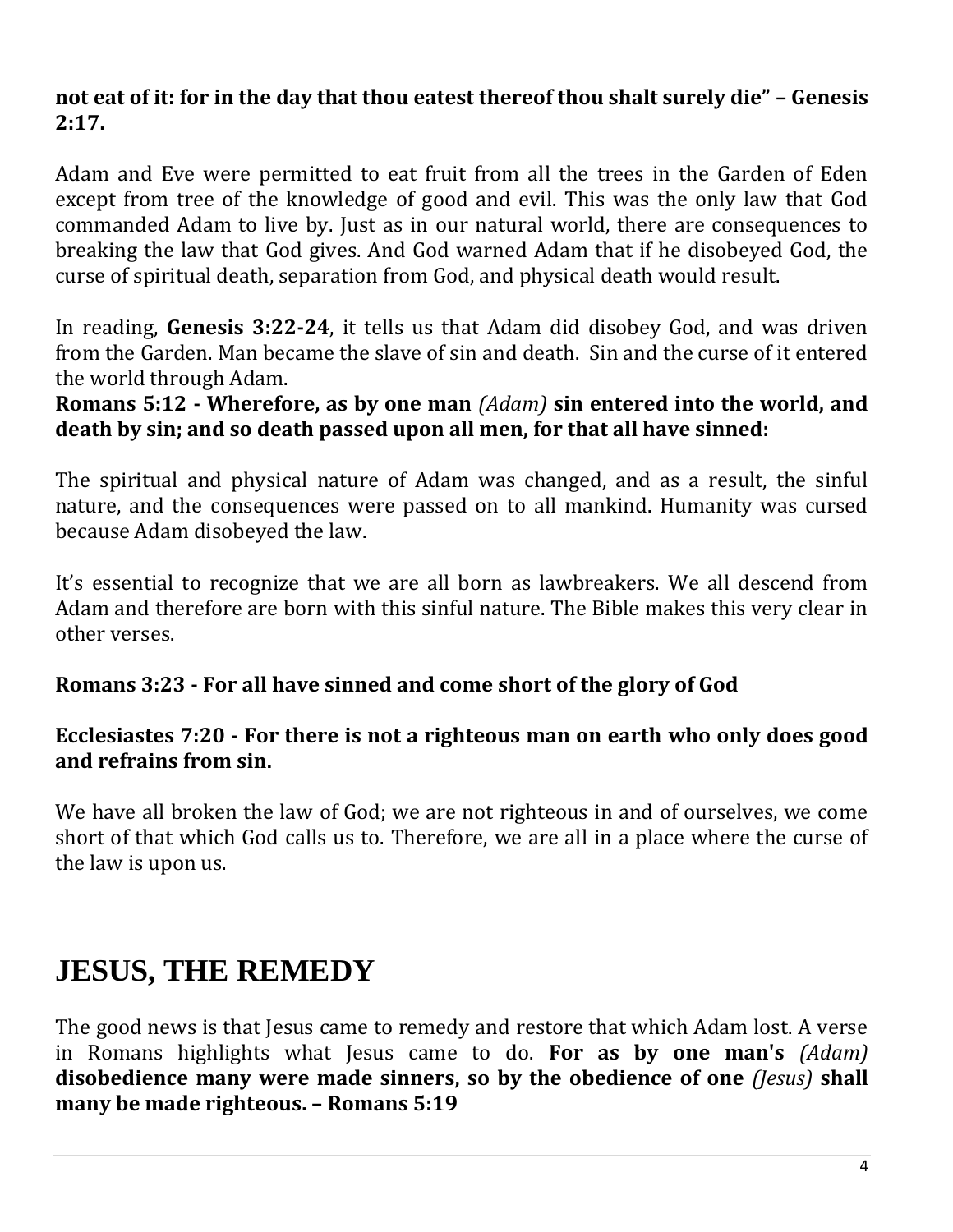**not eat of it: for in the day that thou eatest thereof thou shalt surely die" – Genesis 2:17.**

Adam and Eve were permitted to eat fruit from all the trees in the Garden of Eden except from tree of the knowledge of good and evil. This was the only law that God commanded Adam to live by. Just as in our natural world, there are consequences to breaking the law that God gives. And God warned Adam that if he disobeyed God, the curse of spiritual death, separation from God, and physical death would result.

In reading, **Genesis 3:22-24**, it tells us that Adam did disobey God, and was driven from the Garden. Man became the slave of sin and death. Sin and the curse of it entered the world through Adam.

**Romans 5:12 - Wherefore, as by one man** *(Adam)* **sin entered into the world, and death by sin; and so death passed upon all men, for that all have sinned:**

The spiritual and physical nature of Adam was changed, and as a result, the sinful nature, and the consequences were passed on to all mankind. Humanity was cursed because Adam disobeyed the law.

It's essential to recognize that we are all born as lawbreakers. We all descend from Adam and therefore are born with this sinful nature. The Bible makes this very clear in other verses.

**Romans 3:23 - For all have sinned and come short of the glory of God**

**Ecclesiastes 7:20 - For there is not a righteous man on earth who only does good and refrains from sin.**

We have all broken the law of God; we are not righteous in and of ourselves, we come short of that which God calls us to. Therefore, we are all in a place where the curse of the law is upon us.

# JESUS, THE REMEDY

The good news is that Jesus came to remedy and restore that which Adam lost. A verse in Romans highlights what Jesus came to do. **For as by one man's** *(Adam)* **disobedience many were made sinners, so by the obedience of one** *(Jesus)* **shall many be made righteous. – Romans 5:19**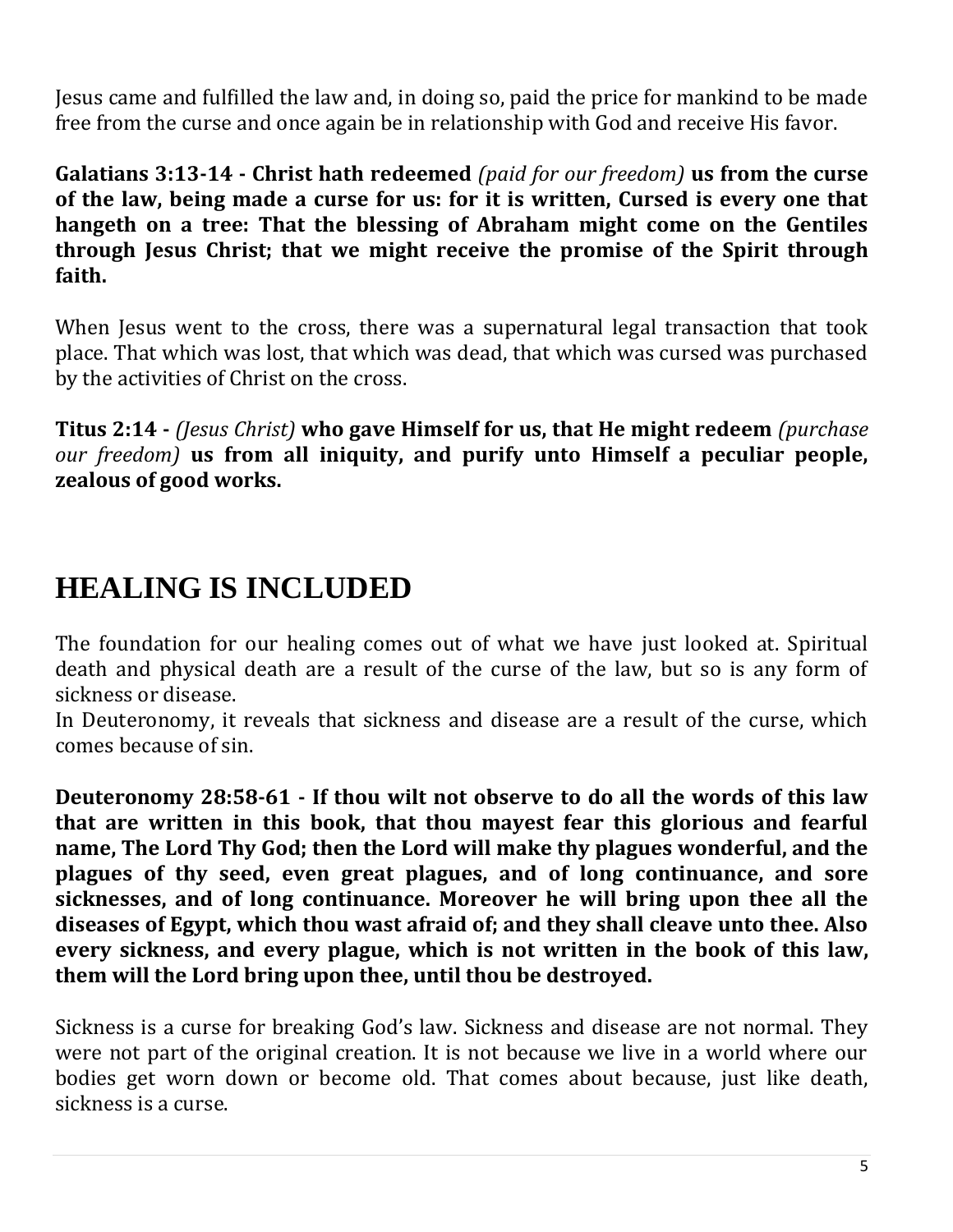Jesus came and fulfilled the law and, in doing so, paid the price for mankind to be made free from the curse and once again be in relationship with God and receive His favor.

**Galatians 3:13-14 - Christ hath redeemed** *(paid for our freedom)* **us from the curse of the law, being made a curse for us: for it is written, Cursed is every one that hangeth on a tree: That the blessing of Abraham might come on the Gentiles through Jesus Christ; that we might receive the promise of the Spirit through faith.**

When Jesus went to the cross, there was a supernatural legal transaction that took place. That which was lost, that which was dead, that which was cursed was purchased by the activities of Christ on the cross.

**Titus 2:14 -** *(Jesus Christ)* **who gave Himself for us, that He might redeem** *(purchase our freedom)* **us from all iniquity, and purify unto Himself a peculiar people, zealous of good works.**

# HEALING IS INCLUDED

The foundation for our healing comes out of what we have just looked at. Spiritual death and physical death are a result of the curse of the law, but so is any form of sickness or disease.
In Deuteronomy, it reveals that sickness and disease are a result of the curse, which comes because of sin.

**Deuteronomy 28:58-61 - If thou wilt not observe to do all the words of this law that are written in this book, that thou mayest fear this glorious and fearful name, The Lord Thy God; then the Lord will make thy plagues wonderful, and the plagues of thy seed, even great plagues, and of long continuance, and sore sicknesses, and of long continuance. Moreover he will bring upon thee all the diseases of Egypt, which thou wast afraid of; and they shall cleave unto thee. Also every sickness, and every plague, which is not written in the book of this law, them will the Lord bring upon thee, until thou be destroyed.**

Sickness is a curse for breaking God's law. Sickness and disease are not normal. They were not part of the original creation. It is not because we live in a world where our bodies get worn down or become old. That comes about because, just like death, sickness is a curse.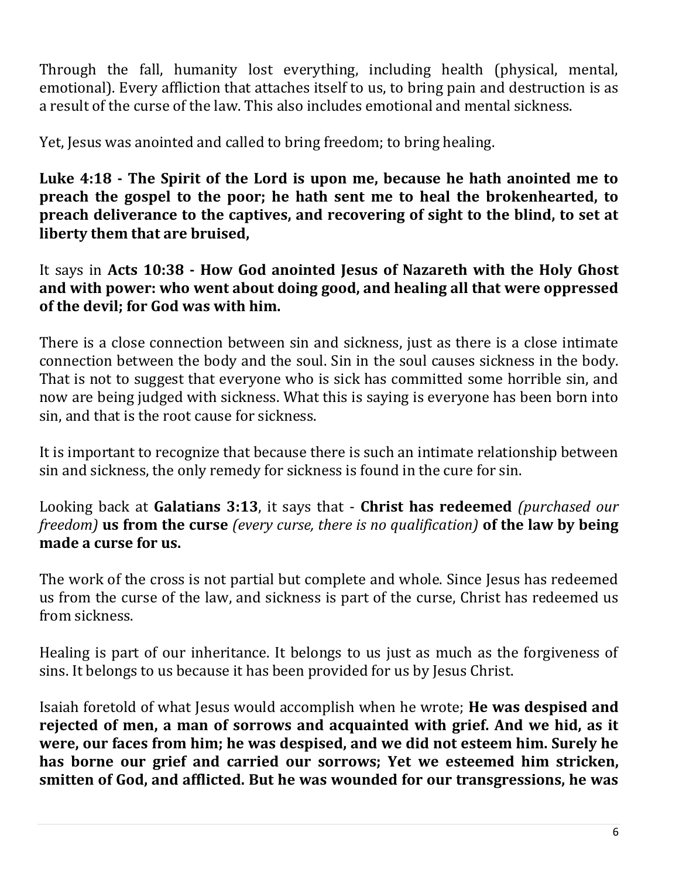Through the fall, humanity lost everything, including health (physical, mental, emotional). Every affliction that attaches itself to us, to bring pain and destruction is as a result of the curse of the law. This also includes emotional and mental sickness.

Yet, Jesus was anointed and called to bring freedom; to bring healing.

**Luke 4:18 - The Spirit of the Lord is upon me, because he hath anointed me to preach the gospel to the poor; he hath sent me to heal the brokenhearted, to preach deliverance to the captives, and recovering of sight to the blind, to set at liberty them that are bruised,**

It says in **Acts 10:38 - How God anointed Jesus of Nazareth with the Holy Ghost and with power: who went about doing good, and healing all that were oppressed of the devil; for God was with him.**

There is a close connection between sin and sickness, just as there is a close intimate connection between the body and the soul. Sin in the soul causes sickness in the body. That is not to suggest that everyone who is sick has committed some horrible sin, and now are being judged with sickness. What this is saying is everyone has been born into sin, and that is the root cause for sickness.

It is important to recognize that because there is such an intimate relationship between sin and sickness, the only remedy for sickness is found in the cure for sin.

Looking back at **Galatians 3:13**, it says that - **Christ has redeemed** *(purchased our freedom)* **us from the curse** *(every curse, there is no qualification)* **of the law by being made a curse for us.**

The work of the cross is not partial but complete and whole. Since Jesus has redeemed us from the curse of the law, and sickness is part of the curse, Christ has redeemed us from sickness.

Healing is part of our inheritance. It belongs to us just as much as the forgiveness of sins. It belongs to us because it has been provided for us by Jesus Christ.

Isaiah foretold of what Jesus would accomplish when he wrote; **He was despised and rejected of men, a man of sorrows and acquainted with grief. And we hid, as it were, our faces from him; he was despised, and we did not esteem him. Surely he has borne our grief and carried our sorrows; Yet we esteemed him stricken, smitten of God, and afflicted. But he was wounded for our transgressions, he was**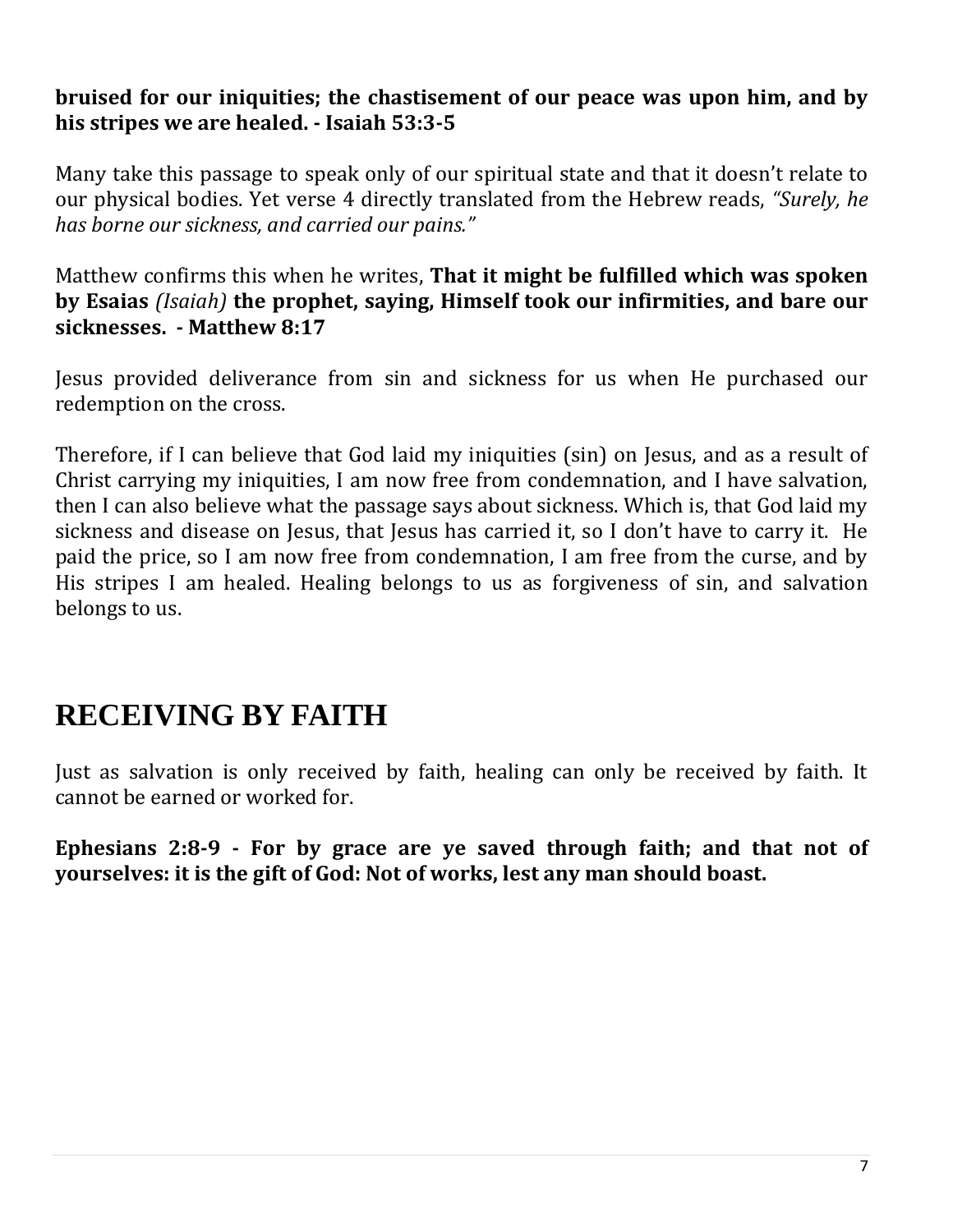**bruised for our iniquities; the chastisement of our peace was upon him, and by his stripes we are healed. - Isaiah 53:3-5**

Many take this passage to speak only of our spiritual state and that it doesn't relate to our physical bodies. Yet verse 4 directly translated from the Hebrew reads, *"Surely, he has borne our sickness, and carried our pains."*

Matthew confirms this when he writes, **That it might be fulfilled which was spoken by Esaias** *(Isaiah)* **the prophet, saying, Himself took our infirmities, and bare our sicknesses. - Matthew 8:17**

Jesus provided deliverance from sin and sickness for us when He purchased our redemption on the cross.

Therefore, if I can believe that God laid my iniquities (sin) on Jesus, and as a result of Christ carrying my iniquities, I am now free from condemnation, and I have salvation, then I can also believe what the passage says about sickness. Which is, that God laid my sickness and disease on Jesus, that Jesus has carried it, so I don't have to carry it. He paid the price, so I am now free from condemnation, I am free from the curse, and by His stripes I am healed. Healing belongs to us as forgiveness of sin, and salvation belongs to us.

# RECEIVING BY FAITH

Just as salvation is only received by faith, healing can only be received by faith. It cannot be earned or worked for.

**Ephesians 2:8-9 - For by grace are ye saved through faith; and that not of yourselves: it is the gift of God: Not of works, lest any man should boast.**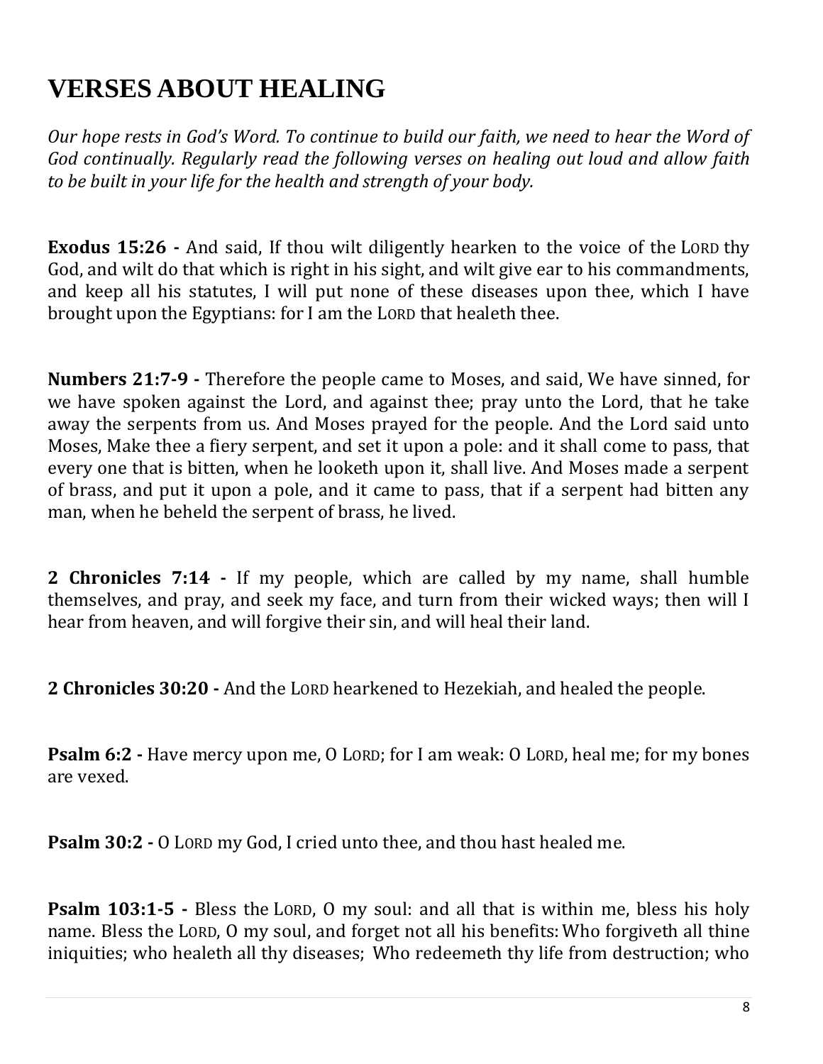# VERSES ABOUT HEALING

*Our hope rests in God's Word. To continue to build our faith, we need to hear the Word of God continually. Regularly read the following verses on healing out loud and allow faith to be built in your life for the health and strength of your body.*

**Exodus 15:26 -** And said, If thou wilt diligently hearken to the voice of the LORD thy God, and wilt do that which is right in his sight, and wilt give ear to his commandments, and keep all his statutes, I will put none of these diseases upon thee, which I have brought upon the Egyptians: for I am the LORD that healeth thee.

**Numbers 21:7-9 -** Therefore the people came to Moses, and said, We have sinned, for we have spoken against the Lord, and against thee; pray unto the Lord, that he take away the serpents from us. And Moses prayed for the people. And the Lord said unto Moses, Make thee a fiery serpent, and set it upon a pole: and it shall come to pass, that every one that is bitten, when he looketh upon it, shall live. And Moses made a serpent of brass, and put it upon a pole, and it came to pass, that if a serpent had bitten any man, when he beheld the serpent of brass, he lived.

**2 Chronicles 7:14 -** If my people, which are called by my name, shall humble themselves, and pray, and seek my face, and turn from their wicked ways; then will I hear from heaven, and will forgive their sin, and will heal their land.

**2 Chronicles 30:20 -** And the LORD hearkened to Hezekiah, and healed the people.

**Psalm 6:2 -** Have mercy upon me, O LORD; for I am weak: O LORD, heal me; for my bones are vexed.

**Psalm 30:2 -** O LORD my God, I cried unto thee, and thou hast healed me.

**Psalm 103:1-5 -** Bless the LORD, O my soul: and all that is within me, bless his holy name. Bless the LORD, O my soul, and forget not all his benefits: Who forgiveth all thine iniquities; who healeth all thy diseases; Who redeemeth thy life from destruction; who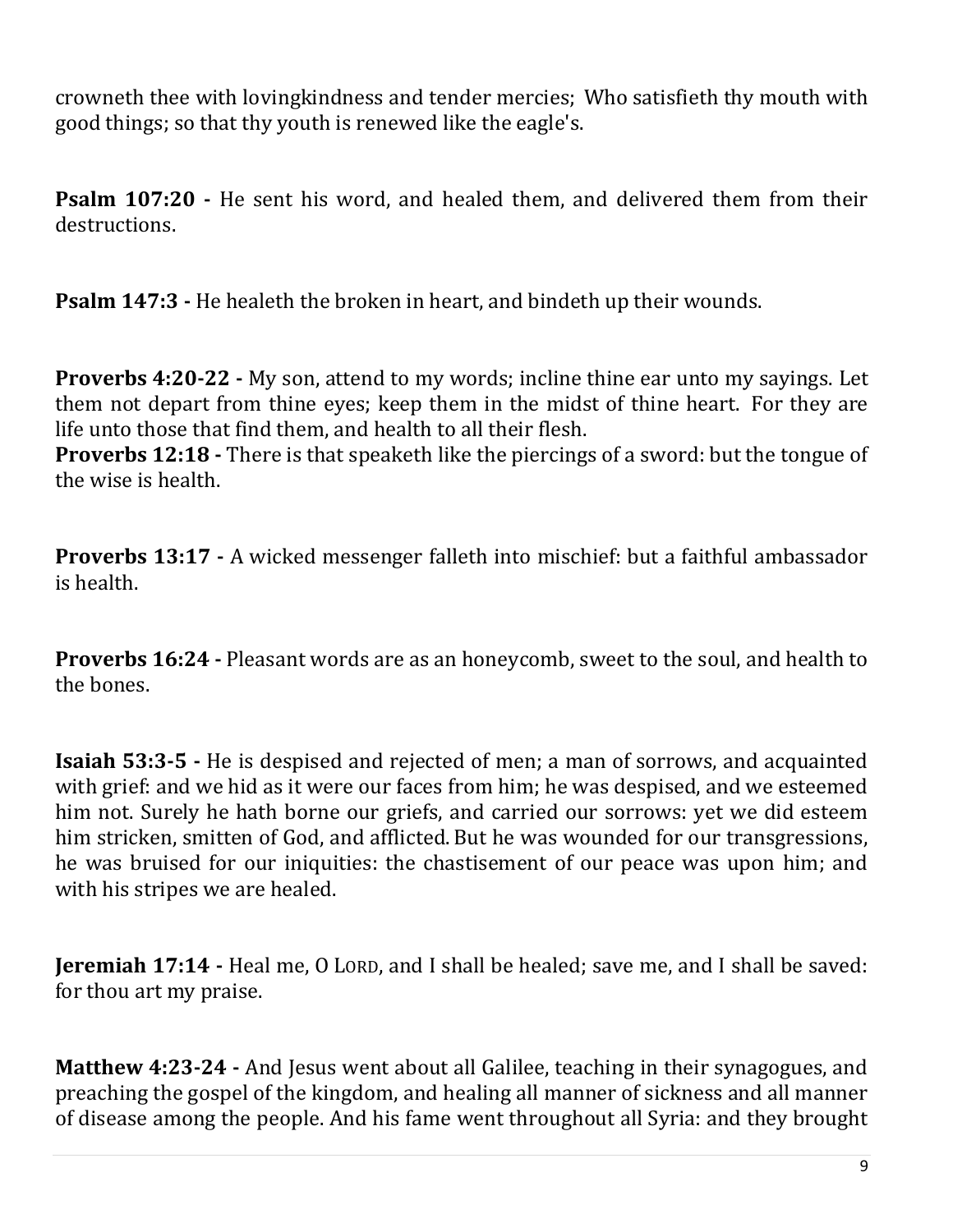crowneth thee with lovingkindness and tender mercies; Who satisfieth thy mouth with good things; so that thy youth is renewed like the eagle's.

**Psalm 107:20 -** He sent his word, and healed them, and delivered them from their destructions.

**Psalm 147:3 -** He healeth the broken in heart, and bindeth up their wounds.

**Proverbs 4:20-22 -** My son, attend to my words; incline thine ear unto my sayings. Let them not depart from thine eyes; keep them in the midst of thine heart. For they are life unto those that find them, and health to all their flesh.

**Proverbs 12:18 -** There is that speaketh like the piercings of a sword: but the tongue of the wise is health.

**Proverbs 13:17 -** A wicked messenger falleth into mischief: but a faithful ambassador is health.

**Proverbs 16:24 -** Pleasant words are as an honeycomb, sweet to the soul, and health to the bones.

**Isaiah 53:3-5 -** He is despised and rejected of men; a man of sorrows, and acquainted with grief: and we hid as it were our faces from him; he was despised, and we esteemed him not. Surely he hath borne our griefs, and carried our sorrows: yet we did esteem him stricken, smitten of God, and afflicted. But he was wounded for our transgressions, he was bruised for our iniquities: the chastisement of our peace was upon him; and with his stripes we are healed.

**Jeremiah 17:14 -** Heal me, O LORD, and I shall be healed; save me, and I shall be saved: for thou art my praise.

**Matthew 4:23-24 -** And Jesus went about all Galilee, teaching in their synagogues, and preaching the gospel of the kingdom, and healing all manner of sickness and all manner of disease among the people. And his fame went throughout all Syria: and they brought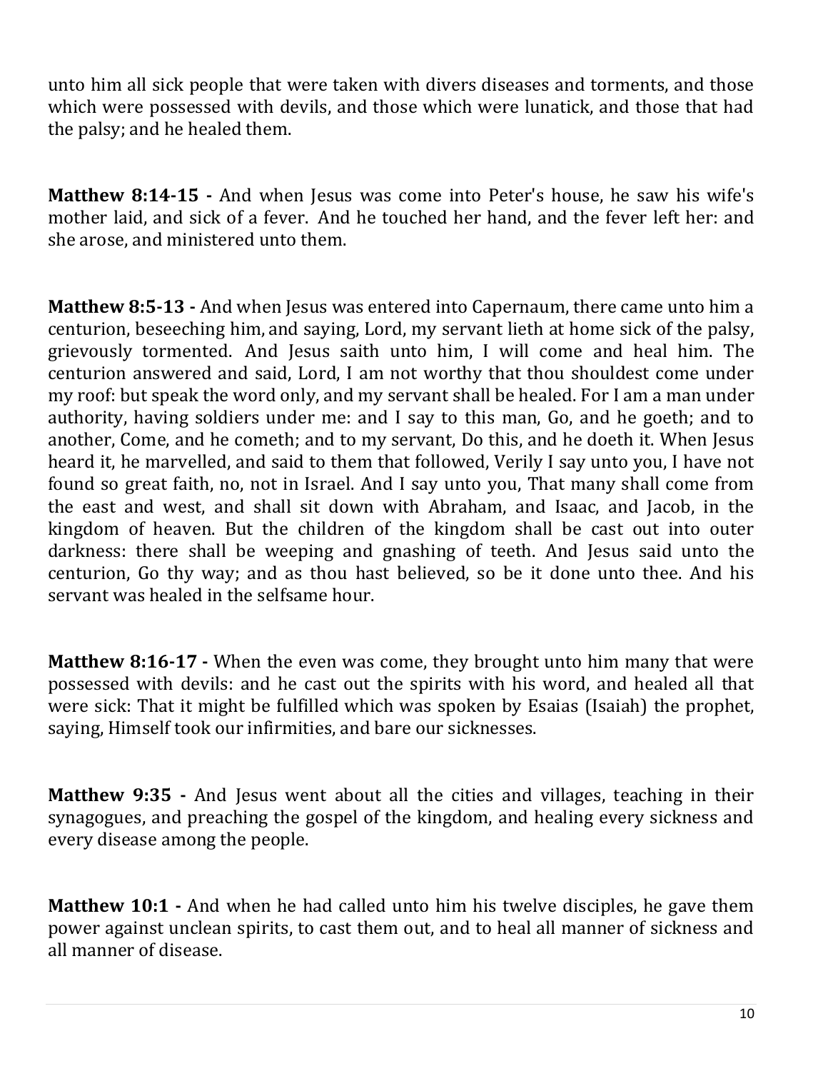unto him all sick people that were taken with divers diseases and torments, and those which were possessed with devils, and those which were lunatick, and those that had the palsy; and he healed them.

**Matthew 8:14-15 -** And when Jesus was come into Peter's house, he saw his wife's mother laid, and sick of a fever. And he touched her hand, and the fever left her: and she arose, and ministered unto them.

**Matthew 8:5-13 -** And when Jesus was entered into Capernaum, there came unto him a centurion, beseeching him, and saying, Lord, my servant lieth at home sick of the palsy, grievously tormented. And Jesus saith unto him, I will come and heal him. The centurion answered and said, Lord, I am not worthy that thou shouldest come under my roof: but speak the word only, and my servant shall be healed. For I am a man under authority, having soldiers under me: and I say to this man, Go, and he goeth; and to another, Come, and he cometh; and to my servant, Do this, and he doeth it. When Jesus heard it, he marvelled, and said to them that followed, Verily I say unto you, I have not found so great faith, no, not in Israel. And I say unto you, That many shall come from the east and west, and shall sit down with Abraham, and Isaac, and Jacob, in the kingdom of heaven. But the children of the kingdom shall be cast out into outer darkness: there shall be weeping and gnashing of teeth. And Jesus said unto the centurion, Go thy way; and as thou hast believed, so be it done unto thee. And his servant was healed in the selfsame hour.

**Matthew 8:16-17 -** When the even was come, they brought unto him many that were possessed with devils: and he cast out the spirits with his word, and healed all that were sick: That it might be fulfilled which was spoken by Esaias (Isaiah) the prophet, saying, Himself took our infirmities, and bare our sicknesses.

**Matthew 9:35 -** And Jesus went about all the cities and villages, teaching in their synagogues, and preaching the gospel of the kingdom, and healing every sickness and every disease among the people.

**Matthew 10:1 -** And when he had called unto him his twelve disciples, he gave them power against unclean spirits, to cast them out, and to heal all manner of sickness and all manner of disease.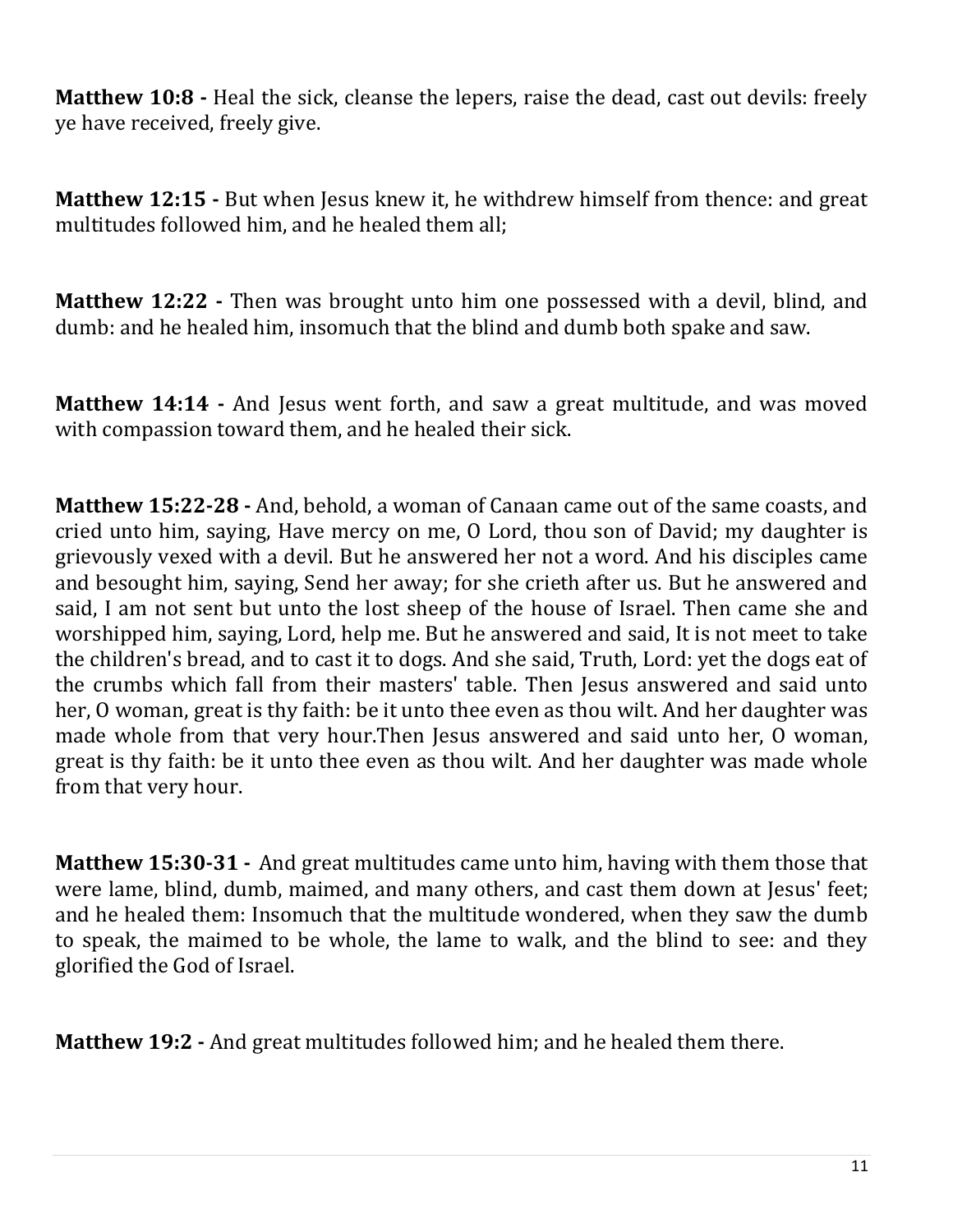**Matthew 10:8 -** Heal the sick, cleanse the lepers, raise the dead, cast out devils: freely ye have received, freely give.

**Matthew 12:15 -** But when Jesus knew it, he withdrew himself from thence: and great multitudes followed him, and he healed them all;

**Matthew 12:22 -** Then was brought unto him one possessed with a devil, blind, and dumb: and he healed him, insomuch that the blind and dumb both spake and saw.

**Matthew 14:14 -** And Jesus went forth, and saw a great multitude, and was moved with compassion toward them, and he healed their sick.

**Matthew 15:22-28 -** And, behold, a woman of Canaan came out of the same coasts, and cried unto him, saying, Have mercy on me, O Lord, thou son of David; my daughter is grievously vexed with a devil. But he answered her not a word. And his disciples came and besought him, saying, Send her away; for she crieth after us. But he answered and said, I am not sent but unto the lost sheep of the house of Israel. Then came she and worshipped him, saying, Lord, help me. But he answered and said, It is not meet to take the children's bread, and to cast it to dogs. And she said, Truth, Lord: yet the dogs eat of the crumbs which fall from their masters' table. Then Jesus answered and said unto her, O woman, great is thy faith: be it unto thee even as thou wilt. And her daughter was made whole from that very hour.Then Jesus answered and said unto her, O woman, great is thy faith: be it unto thee even as thou wilt. And her daughter was made whole from that very hour.

**Matthew 15:30-31 -** And great multitudes came unto him, having with them those that were lame, blind, dumb, maimed, and many others, and cast them down at Jesus' feet; and he healed them: Insomuch that the multitude wondered, when they saw the dumb to speak, the maimed to be whole, the lame to walk, and the blind to see: and they glorified the God of Israel.

**Matthew 19:2 -** And great multitudes followed him; and he healed them there.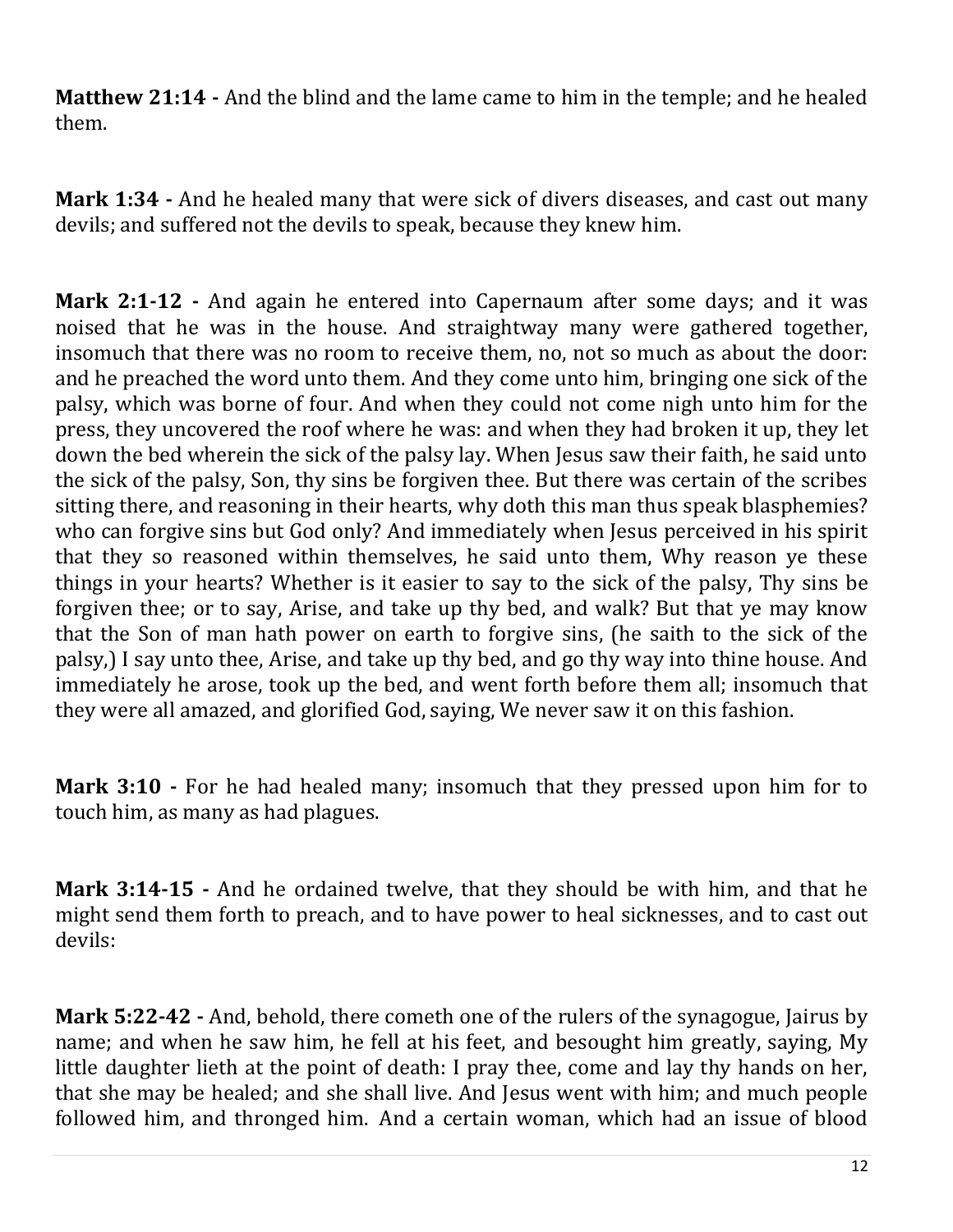**Matthew 21:14 -** And the blind and the lame came to him in the temple; and he healed them.

**Mark 1:34 -** And he healed many that were sick of divers diseases, and cast out many devils; and suffered not the devils to speak, because they knew him.

**Mark 2:1-12 -** And again he entered into Capernaum after some days; and it was noised that he was in the house. And straightway many were gathered together, insomuch that there was no room to receive them, no, not so much as about the door: and he preached the word unto them. And they come unto him, bringing one sick of the palsy, which was borne of four. And when they could not come nigh unto him for the press, they uncovered the roof where he was: and when they had broken it up, they let down the bed wherein the sick of the palsy lay. When Jesus saw their faith, he said unto the sick of the palsy, Son, thy sins be forgiven thee. But there was certain of the scribes sitting there, and reasoning in their hearts, why doth this man thus speak blasphemies? who can forgive sins but God only? And immediately when Jesus perceived in his spirit that they so reasoned within themselves, he said unto them, Why reason ye these things in your hearts? Whether is it easier to say to the sick of the palsy, Thy sins be forgiven thee; or to say, Arise, and take up thy bed, and walk? But that ye may know that the Son of man hath power on earth to forgive sins, (he saith to the sick of the palsy,) I say unto thee, Arise, and take up thy bed, and go thy way into thine house. And immediately he arose, took up the bed, and went forth before them all; insomuch that they were all amazed, and glorified God, saying, We never saw it on this fashion.

**Mark 3:10 -** For he had healed many; insomuch that they pressed upon him for to touch him, as many as had plagues.

**Mark 3:14-15 -** And he ordained twelve, that they should be with him, and that he might send them forth to preach, and to have power to heal sicknesses, and to cast out devils:

**Mark 5:22-42 -** And, behold, there cometh one of the rulers of the synagogue, Jairus by name; and when he saw him, he fell at his feet, and besought him greatly, saying, My little daughter lieth at the point of death: I pray thee, come and lay thy hands on her, that she may be healed; and she shall live. And Jesus went with him; and much people followed him, and thronged him. And a certain woman, which had an issue of blood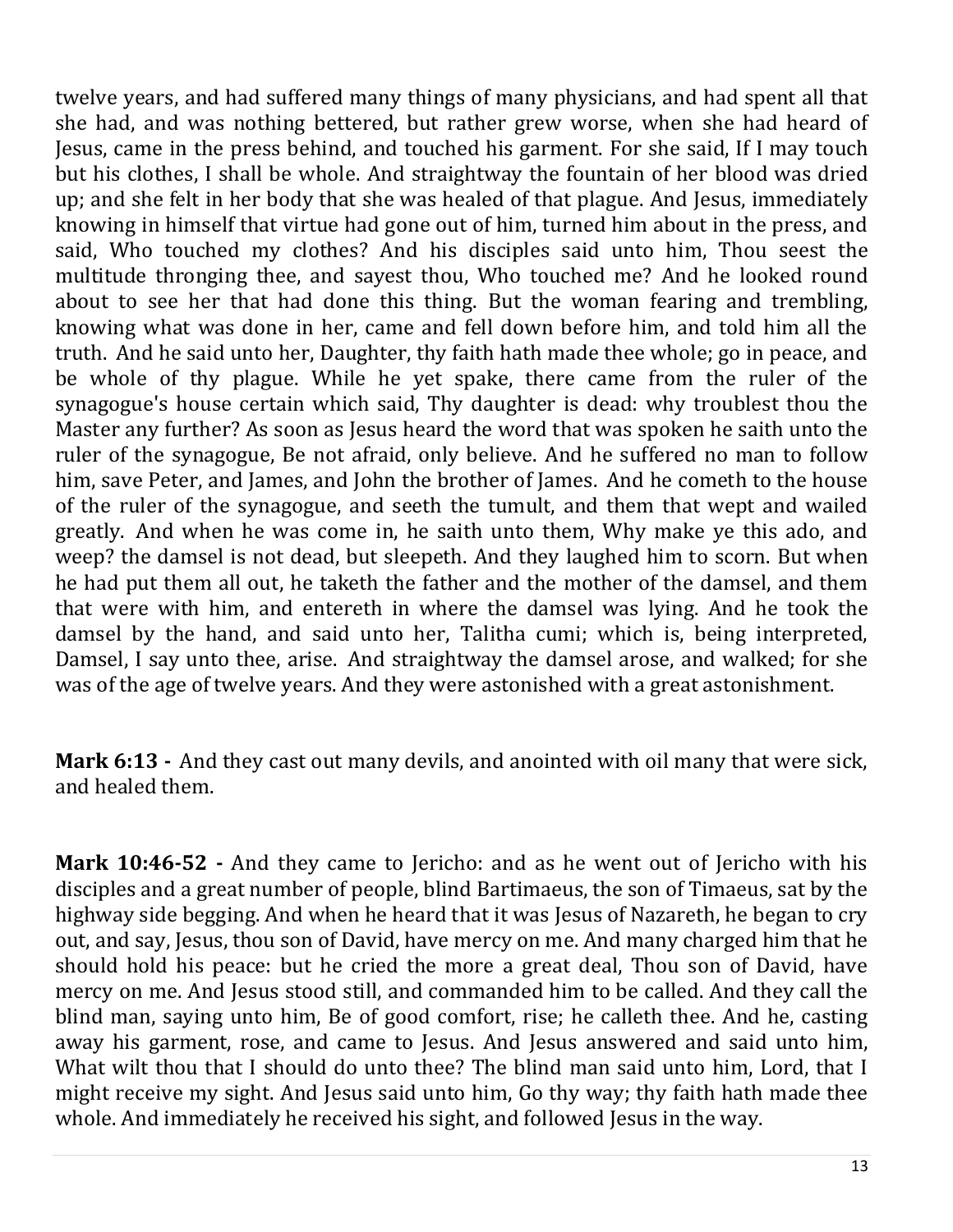twelve years, and had suffered many things of many physicians, and had spent all that she had, and was nothing bettered, but rather grew worse, when she had heard of Jesus, came in the press behind, and touched his garment. For she said, If I may touch but his clothes, I shall be whole. And straightway the fountain of her blood was dried up; and she felt in her body that she was healed of that plague. And Jesus, immediately knowing in himself that virtue had gone out of him, turned him about in the press, and said, Who touched my clothes? And his disciples said unto him, Thou seest the multitude thronging thee, and sayest thou, Who touched me? And he looked round about to see her that had done this thing. But the woman fearing and trembling, knowing what was done in her, came and fell down before him, and told him all the truth. And he said unto her, Daughter, thy faith hath made thee whole; go in peace, and be whole of thy plague. While he yet spake, there came from the ruler of the synagogue's house certain which said, Thy daughter is dead: why troublest thou the Master any further? As soon as Jesus heard the word that was spoken he saith unto the ruler of the synagogue, Be not afraid, only believe. And he suffered no man to follow him, save Peter, and James, and John the brother of James. And he cometh to the house of the ruler of the synagogue, and seeth the tumult, and them that wept and wailed greatly. And when he was come in, he saith unto them, Why make ye this ado, and weep? the damsel is not dead, but sleepeth. And they laughed him to scorn. But when he had put them all out, he taketh the father and the mother of the damsel, and them that were with him, and entereth in where the damsel was lying. And he took the damsel by the hand, and said unto her, Talitha cumi; which is, being interpreted, Damsel, I say unto thee, arise. And straightway the damsel arose, and walked; for she was of the age of twelve years. And they were astonished with a great astonishment.

**Mark 6:13 -** And they cast out many devils, and anointed with oil many that were sick, and healed them.

**Mark 10:46-52 -** And they came to Jericho: and as he went out of Jericho with his disciples and a great number of people, blind Bartimaeus, the son of Timaeus, sat by the highway side begging. And when he heard that it was Jesus of Nazareth, he began to cry out, and say, Jesus, thou son of David, have mercy on me. And many charged him that he should hold his peace: but he cried the more a great deal, Thou son of David, have mercy on me. And Jesus stood still, and commanded him to be called. And they call the blind man, saying unto him, Be of good comfort, rise; he calleth thee. And he, casting away his garment, rose, and came to Jesus. And Jesus answered and said unto him, What wilt thou that I should do unto thee? The blind man said unto him, Lord, that I might receive my sight. And Jesus said unto him, Go thy way; thy faith hath made thee whole. And immediately he received his sight, and followed Jesus in the way.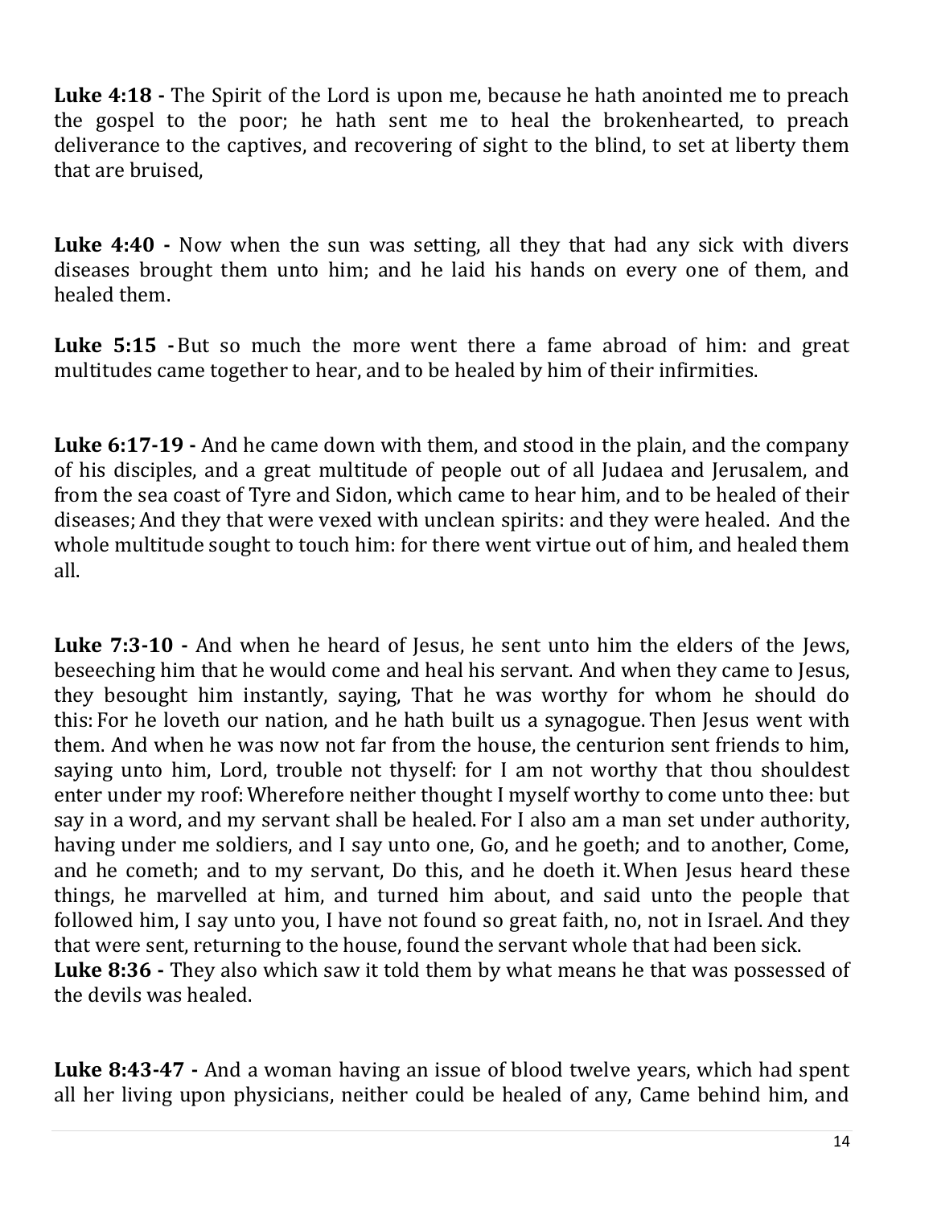**Luke 4:18 -** The Spirit of the Lord is upon me, because he hath anointed me to preach the gospel to the poor; he hath sent me to heal the brokenhearted, to preach deliverance to the captives, and recovering of sight to the blind, to set at liberty them that are bruised,

**Luke 4:40 -** Now when the sun was setting, all they that had any sick with divers diseases brought them unto him; and he laid his hands on every one of them, and healed them.

**Luke 5:15 -** But so much the more went there a fame abroad of him: and great multitudes came together to hear, and to be healed by him of their infirmities.

**Luke 6:17-19 -** And he came down with them, and stood in the plain, and the company of his disciples, and a great multitude of people out of all Judaea and Jerusalem, and from the sea coast of Tyre and Sidon, which came to hear him, and to be healed of their diseases; And they that were vexed with unclean spirits: and they were healed. And the whole multitude sought to touch him: for there went virtue out of him, and healed them all.

**Luke 7:3-10 -** And when he heard of Jesus, he sent unto him the elders of the Jews, beseeching him that he would come and heal his servant. And when they came to Jesus, they besought him instantly, saying, That he was worthy for whom he should do this: For he loveth our nation, and he hath built us a synagogue. Then Jesus went with them. And when he was now not far from the house, the centurion sent friends to him, saying unto him, Lord, trouble not thyself: for I am not worthy that thou shouldest enter under my roof: Wherefore neither thought I myself worthy to come unto thee: but say in a word, and my servant shall be healed. For I also am a man set under authority, having under me soldiers, and I say unto one, Go, and he goeth; and to another, Come, and he cometh; and to my servant, Do this, and he doeth it. When Jesus heard these things, he marvelled at him, and turned him about, and said unto the people that followed him, I say unto you, I have not found so great faith, no, not in Israel. And they that were sent, returning to the house, found the servant whole that had been sick.

**Luke 8:36 -** They also which saw it told them by what means he that was possessed of the devils was healed.

**Luke 8:43-47 -** And a woman having an issue of blood twelve years, which had spent all her living upon physicians, neither could be healed of any, Came behind him, and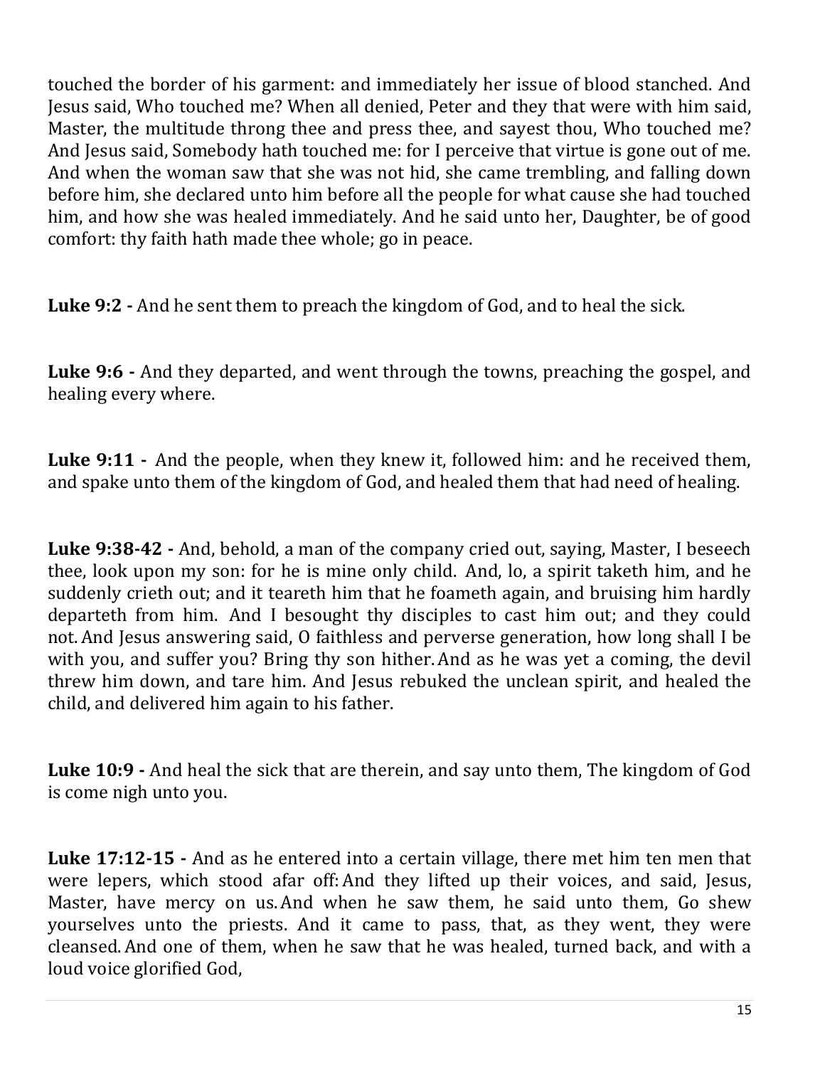touched the border of his garment: and immediately her issue of blood stanched. And Jesus said, Who touched me? When all denied, Peter and they that were with him said, Master, the multitude throng thee and press thee, and sayest thou, Who touched me? And Jesus said, Somebody hath touched me: for I perceive that virtue is gone out of me. And when the woman saw that she was not hid, she came trembling, and falling down before him, she declared unto him before all the people for what cause she had touched him, and how she was healed immediately. And he said unto her, Daughter, be of good comfort: thy faith hath made thee whole; go in peace.

**Luke 9:2 -** And he sent them to preach the kingdom of God, and to heal the sick.

**Luke 9:6 -** And they departed, and went through the towns, preaching the gospel, and healing every where.

**Luke 9:11 -** And the people, when they knew it, followed him: and he received them, and spake unto them of the kingdom of God, and healed them that had need of healing.

**Luke 9:38-42 -** And, behold, a man of the company cried out, saying, Master, I beseech thee, look upon my son: for he is mine only child. And, lo, a spirit taketh him, and he suddenly crieth out; and it teareth him that he foameth again, and bruising him hardly departeth from him. And I besought thy disciples to cast him out; and they could not. And Jesus answering said, O faithless and perverse generation, how long shall I be with you, and suffer you? Bring thy son hither. And as he was yet a coming, the devil threw him down, and tare him. And Jesus rebuked the unclean spirit, and healed the child, and delivered him again to his father.

**Luke 10:9 -** And heal the sick that are therein, and say unto them, The kingdom of God is come nigh unto you.

**Luke 17:12-15 -** And as he entered into a certain village, there met him ten men that were lepers, which stood afar off: And they lifted up their voices, and said, Jesus, Master, have mercy on us. And when he saw them, he said unto them, Go shew yourselves unto the priests. And it came to pass, that, as they went, they were cleansed. And one of them, when he saw that he was healed, turned back, and with a loud voice glorified God,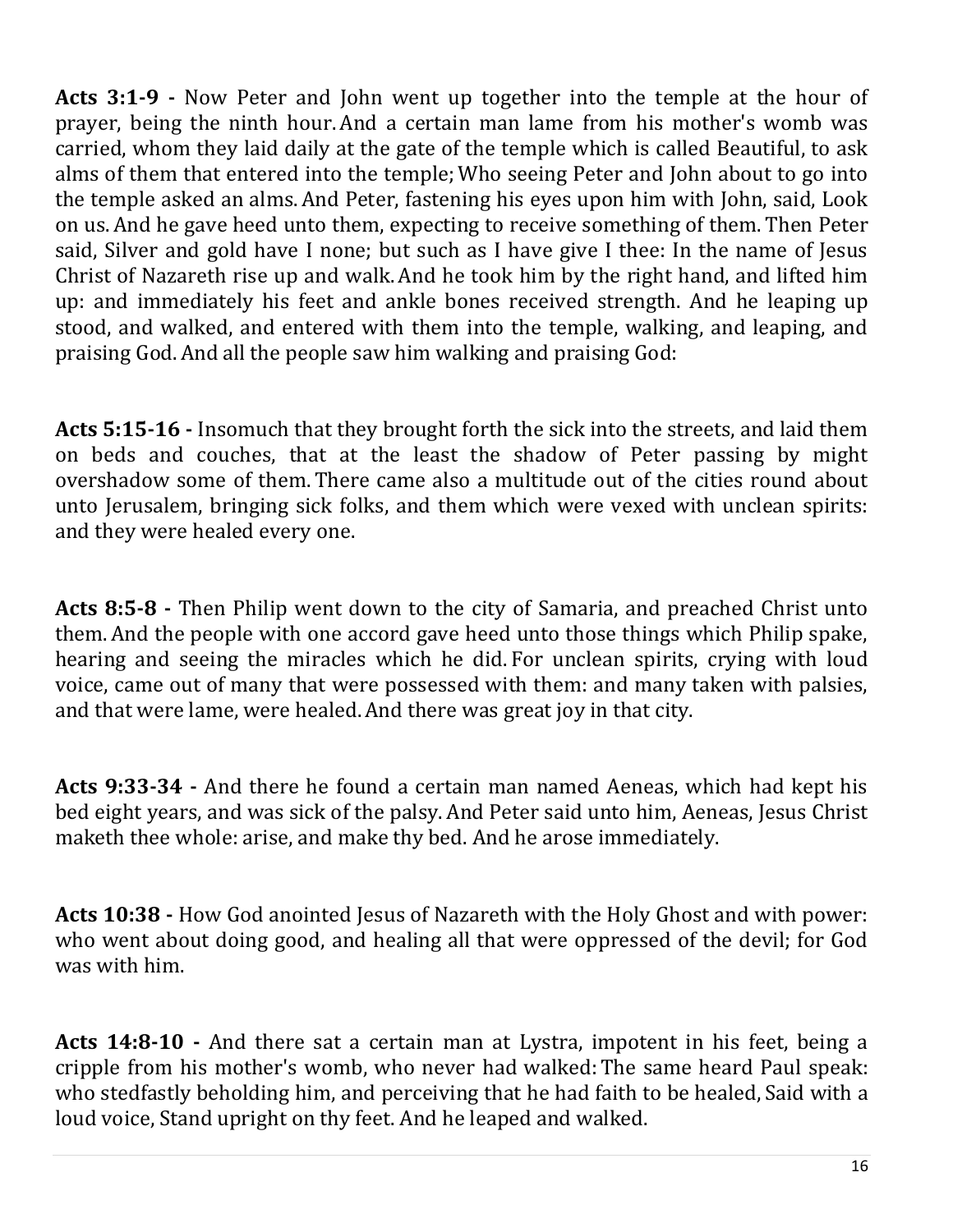**Acts 3:1-9 -** Now Peter and John went up together into the temple at the hour of prayer, being the ninth hour. And a certain man lame from his mother's womb was carried, whom they laid daily at the gate of the temple which is called Beautiful, to ask alms of them that entered into the temple; Who seeing Peter and John about to go into the temple asked an alms. And Peter, fastening his eyes upon him with John, said, Look on us. And he gave heed unto them, expecting to receive something of them. Then Peter said, Silver and gold have I none; but such as I have give I thee: In the name of Jesus Christ of Nazareth rise up and walk. And he took him by the right hand, and lifted him up: and immediately his feet and ankle bones received strength. And he leaping up stood, and walked, and entered with them into the temple, walking, and leaping, and praising God. And all the people saw him walking and praising God:

**Acts 5:15-16 -** Insomuch that they brought forth the sick into the streets, and laid them on beds and couches, that at the least the shadow of Peter passing by might overshadow some of them. There came also a multitude out of the cities round about unto Jerusalem, bringing sick folks, and them which were vexed with unclean spirits: and they were healed every one.

**Acts 8:5-8 -** Then Philip went down to the city of Samaria, and preached Christ unto them. And the people with one accord gave heed unto those things which Philip spake, hearing and seeing the miracles which he did. For unclean spirits, crying with loud voice, came out of many that were possessed with them: and many taken with palsies, and that were lame, were healed. And there was great joy in that city.

**Acts 9:33-34 -** And there he found a certain man named Aeneas, which had kept his bed eight years, and was sick of the palsy. And Peter said unto him, Aeneas, Jesus Christ maketh thee whole: arise, and make thy bed. And he arose immediately.

**Acts 10:38 -** How God anointed Jesus of Nazareth with the Holy Ghost and with power: who went about doing good, and healing all that were oppressed of the devil; for God was with him.

**Acts 14:8-10 -** And there sat a certain man at Lystra, impotent in his feet, being a cripple from his mother's womb, who never had walked: The same heard Paul speak: who stedfastly beholding him, and perceiving that he had faith to be healed, Said with a loud voice, Stand upright on thy feet. And he leaped and walked.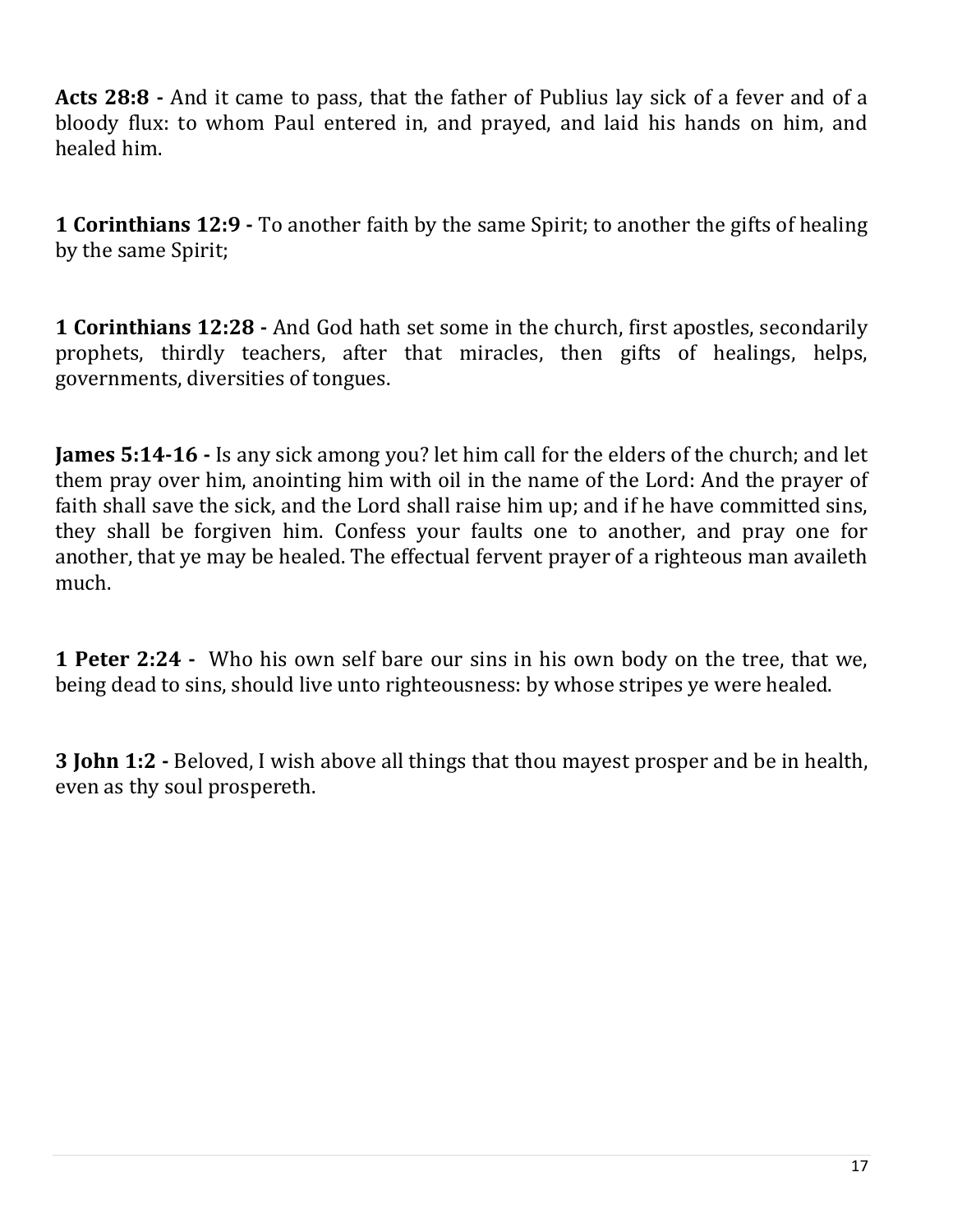**Acts 28:8 -** And it came to pass, that the father of Publius lay sick of a fever and of a bloody flux: to whom Paul entered in, and prayed, and laid his hands on him, and healed him.

**1 Corinthians 12:9 -** To another faith by the same Spirit; to another the gifts of healing by the same Spirit;

**1 Corinthians 12:28 -** And God hath set some in the church, first apostles, secondarily prophets, thirdly teachers, after that miracles, then gifts of healings, helps, governments, diversities of tongues.

**James 5:14-16 -** Is any sick among you? let him call for the elders of the church; and let them pray over him, anointing him with oil in the name of the Lord: And the prayer of faith shall save the sick, and the Lord shall raise him up; and if he have committed sins, they shall be forgiven him. Confess your faults one to another, and pray one for another, that ye may be healed. The effectual fervent prayer of a righteous man availeth much.

**1 Peter 2:24 -** Who his own self bare our sins in his own body on the tree, that we, being dead to sins, should live unto righteousness: by whose stripes ye were healed.

**3 John 1:2 -** Beloved, I wish above all things that thou mayest prosper and be in health, even as thy soul prospereth.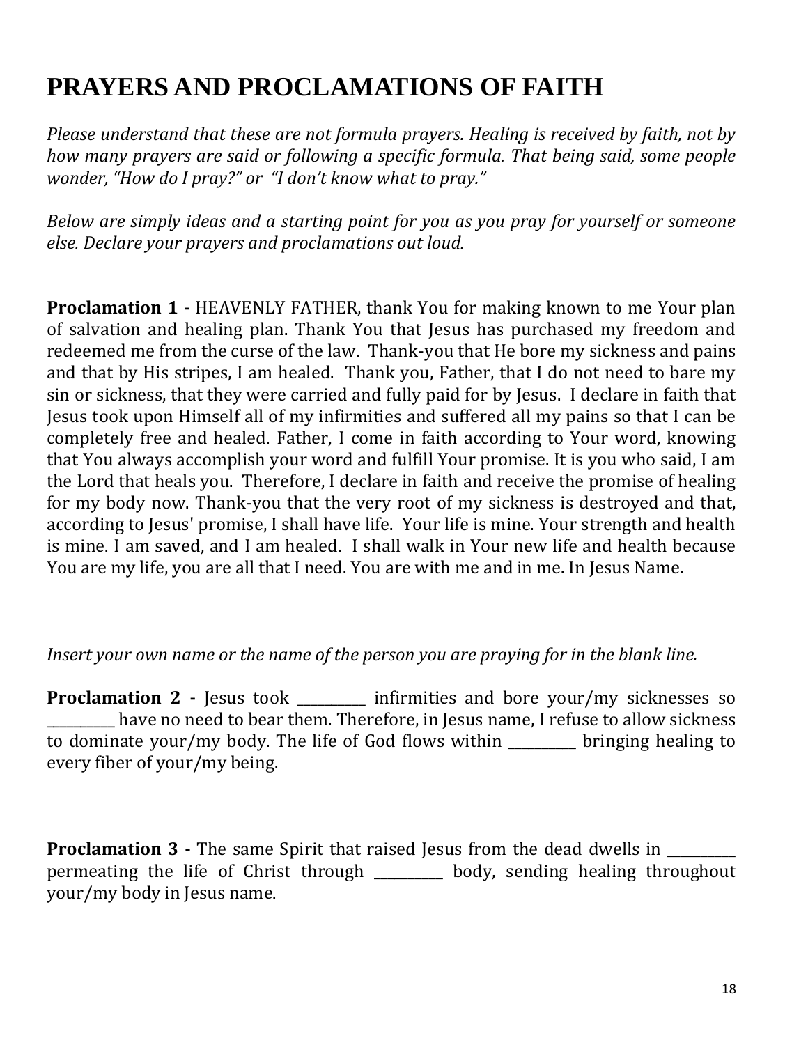# PRAYERS AND PROCLAMATIONS OF FAITH

*Please understand that these are not formula prayers. Healing is received by faith, not by how many prayers are said or following a specific formula. That being said, some people wonder, "How do I pray?" or "I don't know what to pray."*

*Below are simply ideas and a starting point for you as you pray for yourself or someone else. Declare your prayers and proclamations out loud.*

**Proclamation 1 -** HEAVENLY FATHER, thank You for making known to me Your plan of salvation and healing plan. Thank You that Jesus has purchased my freedom and redeemed me from the curse of the law. Thank-you that He bore my sickness and pains and that by His stripes, I am healed. Thank you, Father, that I do not need to bare my sin or sickness, that they were carried and fully paid for by Jesus. I declare in faith that Jesus took upon Himself all of my infirmities and suffered all my pains so that I can be completely free and healed. Father, I come in faith according to Your word, knowing that You always accomplish your word and fulfill Your promise. It is you who said, I am the Lord that heals you. Therefore, I declare in faith and receive the promise of healing for my body now. Thank-you that the very root of my sickness is destroyed and that, according to Jesus' promise, I shall have life. Your life is mine. Your strength and health is mine. I am saved, and I am healed. I shall walk in Your new life and health because You are my life, you are all that I need. You are with me and in me. In Jesus Name.

*Insert your own name or the name of the person you are praying for in the blank line.*

**Proclamation 2 -** Jesus took __________ infirmities and bore your/my sicknesses so __________ have no need to bear them. Therefore, in Jesus name, I refuse to allow sickness to dominate your/my body. The life of God flows within __________ bringing healing to every fiber of your/my being.

**Proclamation 3 -** The same Spirit that raised Jesus from the dead dwells in __________ permeating the life of Christ through __________ body, sending healing throughout your/my body in Jesus name.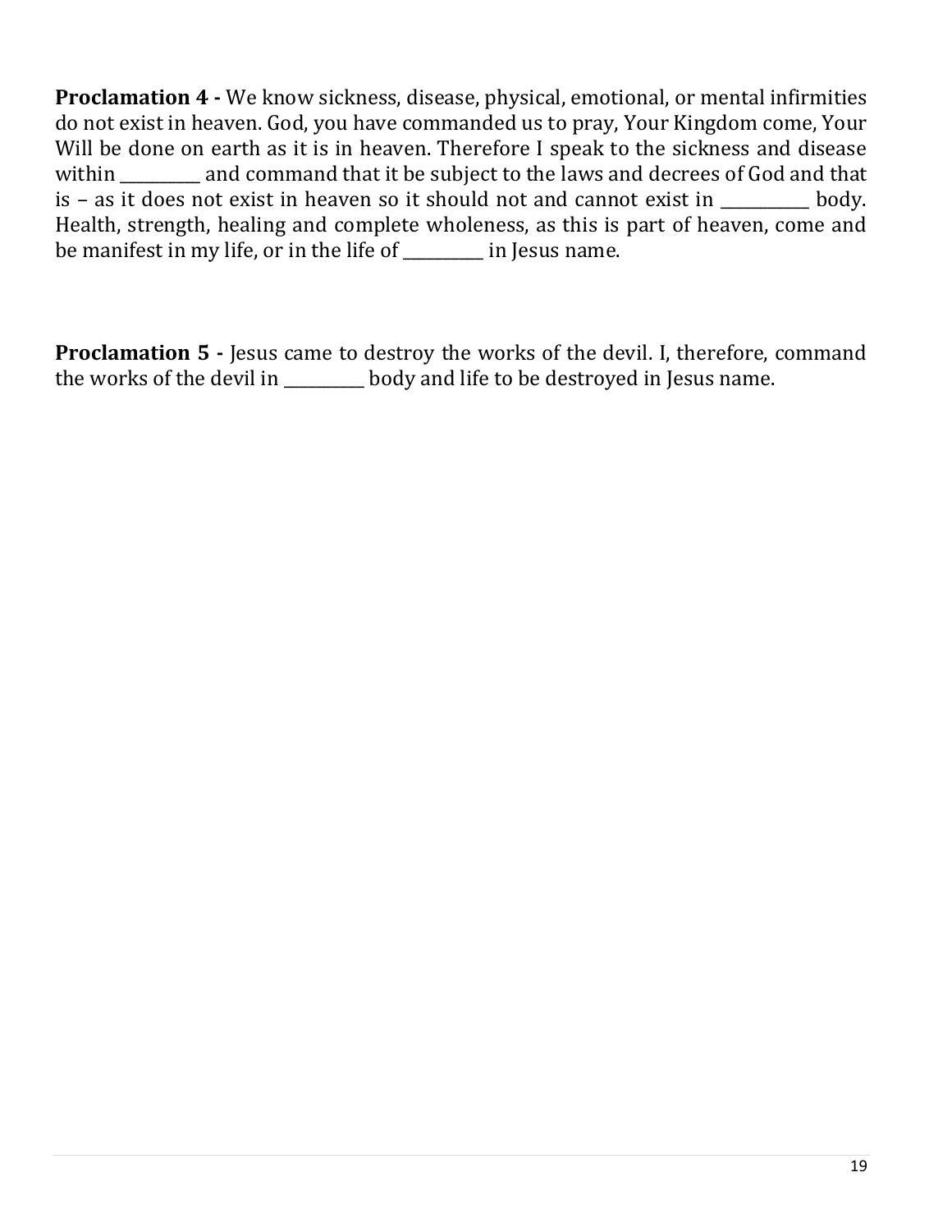**Proclamation 4 -** We know sickness, disease, physical, emotional, or mental infirmities do not exist in heaven. God, you have commanded us to pray, Your Kingdom come, Your Will be done on earth as it is in heaven. Therefore I speak to the sickness and disease within __________ and command that it be subject to the laws and decrees of God and that is – as it does not exist in heaven so it should not and cannot exist in ___________ body. Health, strength, healing and complete wholeness, as this is part of heaven, come and be manifest in my life, or in the life of __________ in Jesus name.

**Proclamation 5 -** Jesus came to destroy the works of the devil. I, therefore, command the works of the devil in __________ body and life to be destroyed in Jesus name.